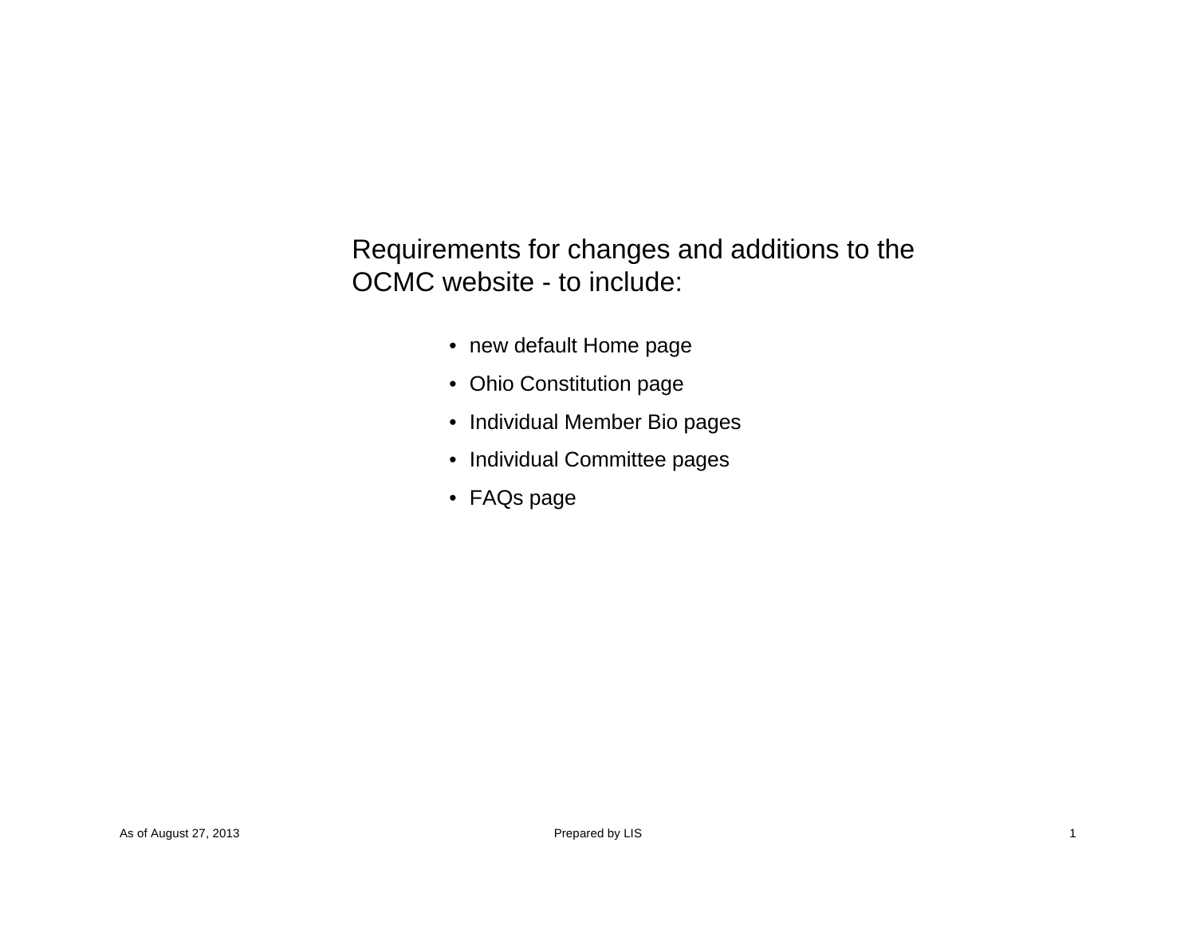Requirements for changes and additions to the OCMC website - to include:

- new default Home page
- Ohio Constitution page
- Individual Member Bio pages
- Individual Committee pages
- FAQs page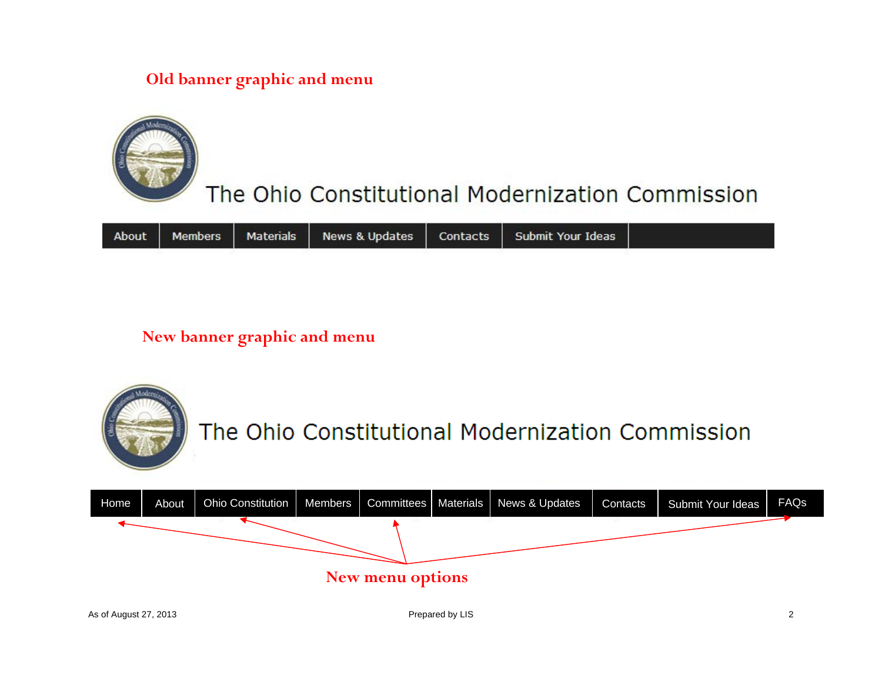## Old banner graphic and menu

The Ohio Constitutional Modernization Commission

| About | Members | Materials | News & Updates | Contacts | Submit Your Ideas |
|---|---|---|---|---|---|

## New banner graphic and menu

The Ohio Constitutional Modernization Commission

| Home | About | Ohio Constitution | Members | Committees | Materials | News & Updates | Contacts | Submit Your Ideas | FAQs |
|---|---|---|---|---|---|---|---|---|---|

New menu options

As of August 27, 2013

Prepared by LIS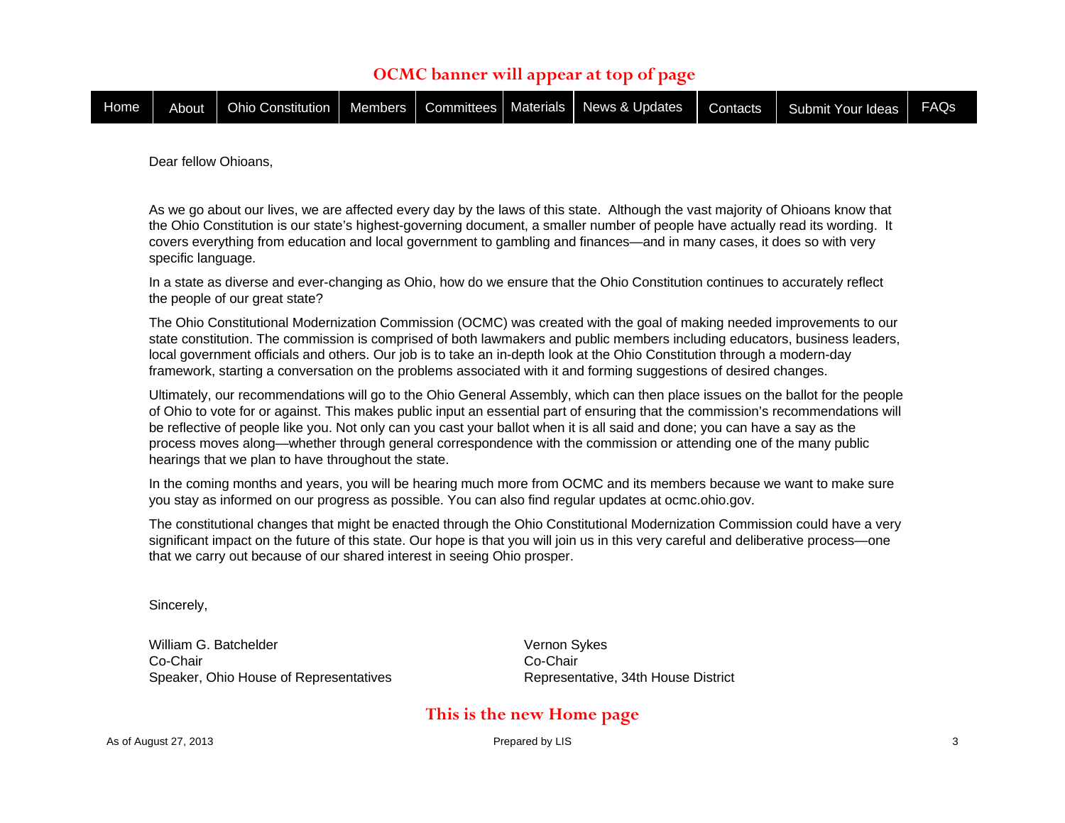**OCMC banner will appear at top of page**

| Home | About | Ohio Constitution | Members | Committees | Materials | News & Updates | Contacts | Submit Your Ideas | FAQs |
|---|---|---|---|---|---|---|---|---|---|

Dear fellow Ohioans,

As we go about our lives, we are affected every day by the laws of this state. Although the vast majority of Ohioans know that the Ohio Constitution is our state's highest-governing document, a smaller number of people have actually read its wording. It covers everything from education and local government to gambling and finances—and in many cases, it does so with very specific language.

In a state as diverse and ever-changing as Ohio, how do we ensure that the Ohio Constitution continues to accurately reflect the people of our great state?

The Ohio Constitutional Modernization Commission (OCMC) was created with the goal of making needed improvements to our state constitution. The commission is comprised of both lawmakers and public members including educators, business leaders, local government officials and others. Our job is to take an in-depth look at the Ohio Constitution through a modern-day framework, starting a conversation on the problems associated with it and forming suggestions of desired changes.

Ultimately, our recommendations will go to the Ohio General Assembly, which can then place issues on the ballot for the people of Ohio to vote for or against. This makes public input an essential part of ensuring that the commission's recommendations will be reflective of people like you. Not only can you cast your ballot when it is all said and done; you can have a say as the process moves along—whether through general correspondence with the commission or attending one of the many public hearings that we plan to have throughout the state.

In the coming months and years, you will be hearing much more from OCMC and its members because we want to make sure you stay as informed on our progress as possible. You can also find regular updates at ocmc.ohio.gov.

The constitutional changes that might be enacted through the Ohio Constitutional Modernization Commission could have a very significant impact on the future of this state. Our hope is that you will join us in this very careful and deliberative process—one that we carry out because of our shared interest in seeing Ohio prosper.

Sincerely,

William G. Batchelder
Co-Chair
Speaker, Ohio House of Representatives

Vernon Sykes
Co-Chair
Representative, 34th House District

**This is the new Home page**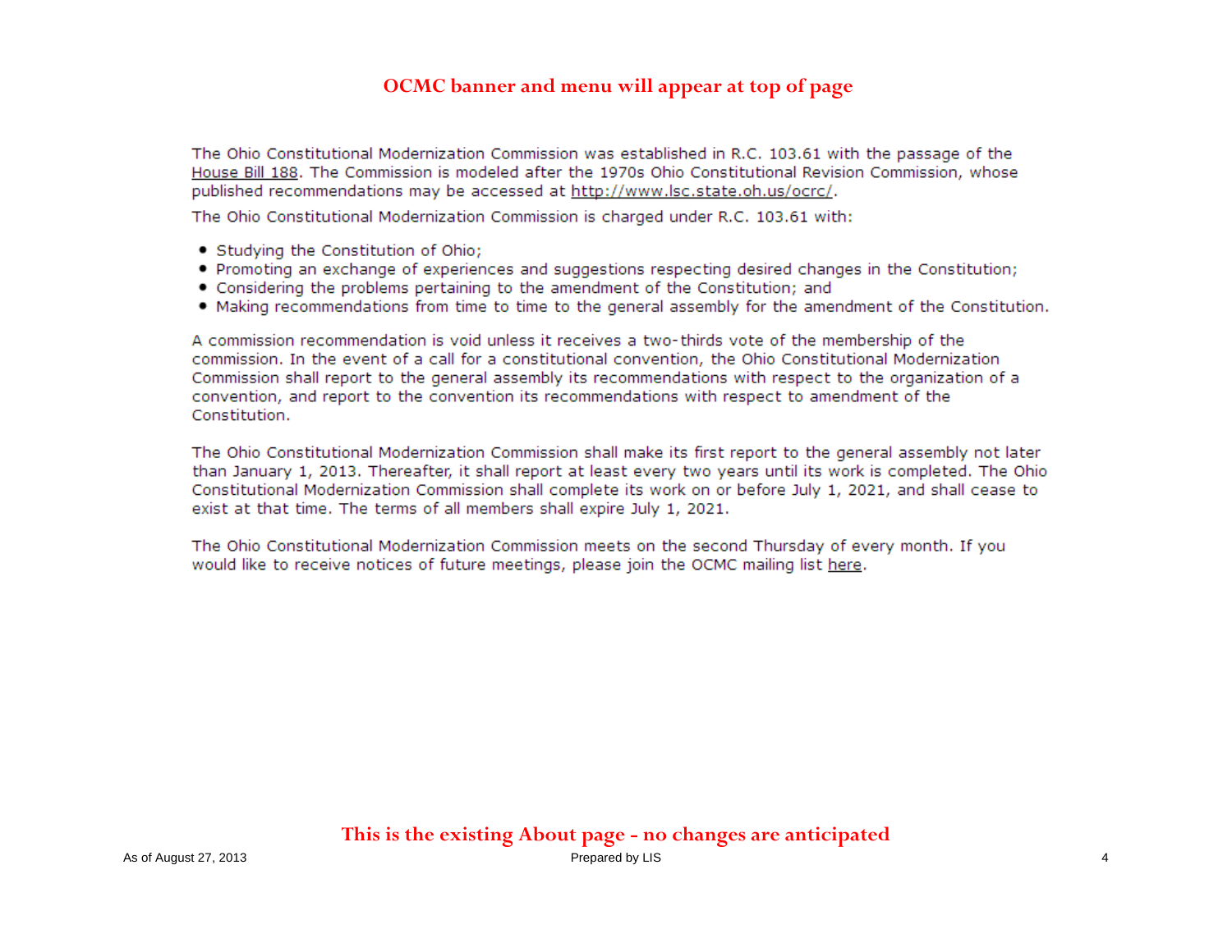**OCMC banner and menu will appear at top of page**

The Ohio Constitutional Modernization Commission was established in R.C. 103.61 with the passage of the House Bill 188. The Commission is modeled after the 1970s Ohio Constitutional Revision Commission, whose published recommendations may be accessed at http://www.lsc.state.oh.us/ocrc/.

The Ohio Constitutional Modernization Commission is charged under R.C. 103.61 with:

- Studying the Constitution of Ohio;
- Promoting an exchange of experiences and suggestions respecting desired changes in the Constitution;
- Considering the problems pertaining to the amendment of the Constitution; and
- Making recommendations from time to time to the general assembly for the amendment of the Constitution.

A commission recommendation is void unless it receives a two-thirds vote of the membership of the commission. In the event of a call for a constitutional convention, the Ohio Constitutional Modernization Commission shall report to the general assembly its recommendations with respect to the organization of a convention, and report to the convention its recommendations with respect to amendment of the Constitution.

The Ohio Constitutional Modernization Commission shall make its first report to the general assembly not later than January 1, 2013. Thereafter, it shall report at least every two years until its work is completed. The Ohio Constitutional Modernization Commission shall complete its work on or before July 1, 2021, and shall cease to exist at that time. The terms of all members shall expire July 1, 2021.

The Ohio Constitutional Modernization Commission meets on the second Thursday of every month. If you would like to receive notices of future meetings, please join the OCMC mailing list here.

**This is the existing About page - no changes are anticipated**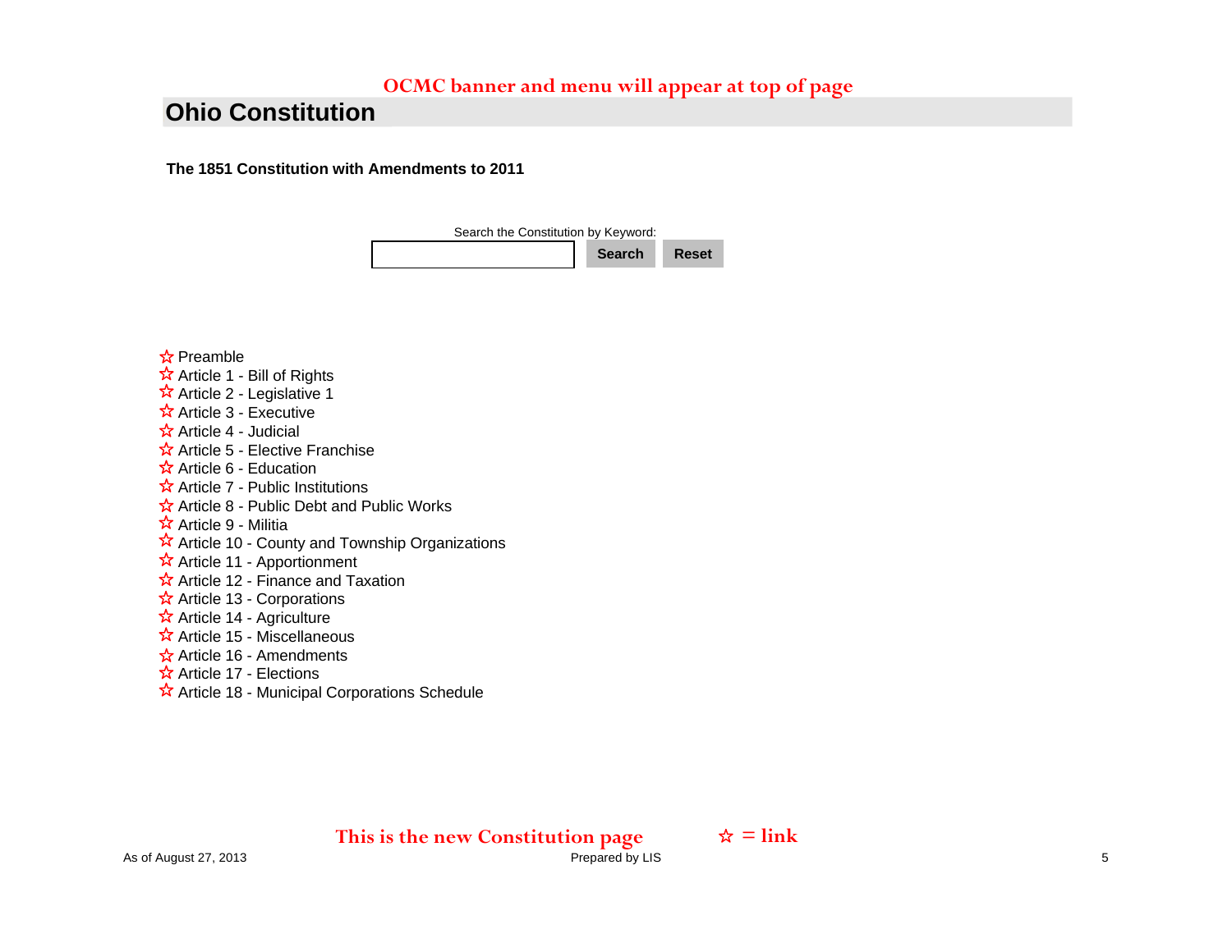OCMC banner and menu will appear at top of page

# Ohio Constitution

**The 1851 Constitution with Amendments to 2011**

Search the Constitution by Keyword:

[ ] **Search** **Reset**

- ☆ Preamble
- ☆ Article 1 - Bill of Rights
- ☆ Article 2 - Legislative 1
- ☆ Article 3 - Executive
- ☆ Article 4 - Judicial
- ☆ Article 5 - Elective Franchise
- ☆ Article 6 - Education
- ☆ Article 7 - Public Institutions
- ☆ Article 8 - Public Debt and Public Works
- ☆ Article 9 - Militia
- ☆ Article 10 - County and Township Organizations
- ☆ Article 11 - Apportionment
- ☆ Article 12 - Finance and Taxation
- ☆ Article 13 - Corporations
- ☆ Article 14 - Agriculture
- ☆ Article 15 - Miscellaneous
- ☆ Article 16 - Amendments
- ☆ Article 17 - Elections
- ☆ Article 18 - Municipal Corporations Schedule

This is the new Constitution page ☆ = link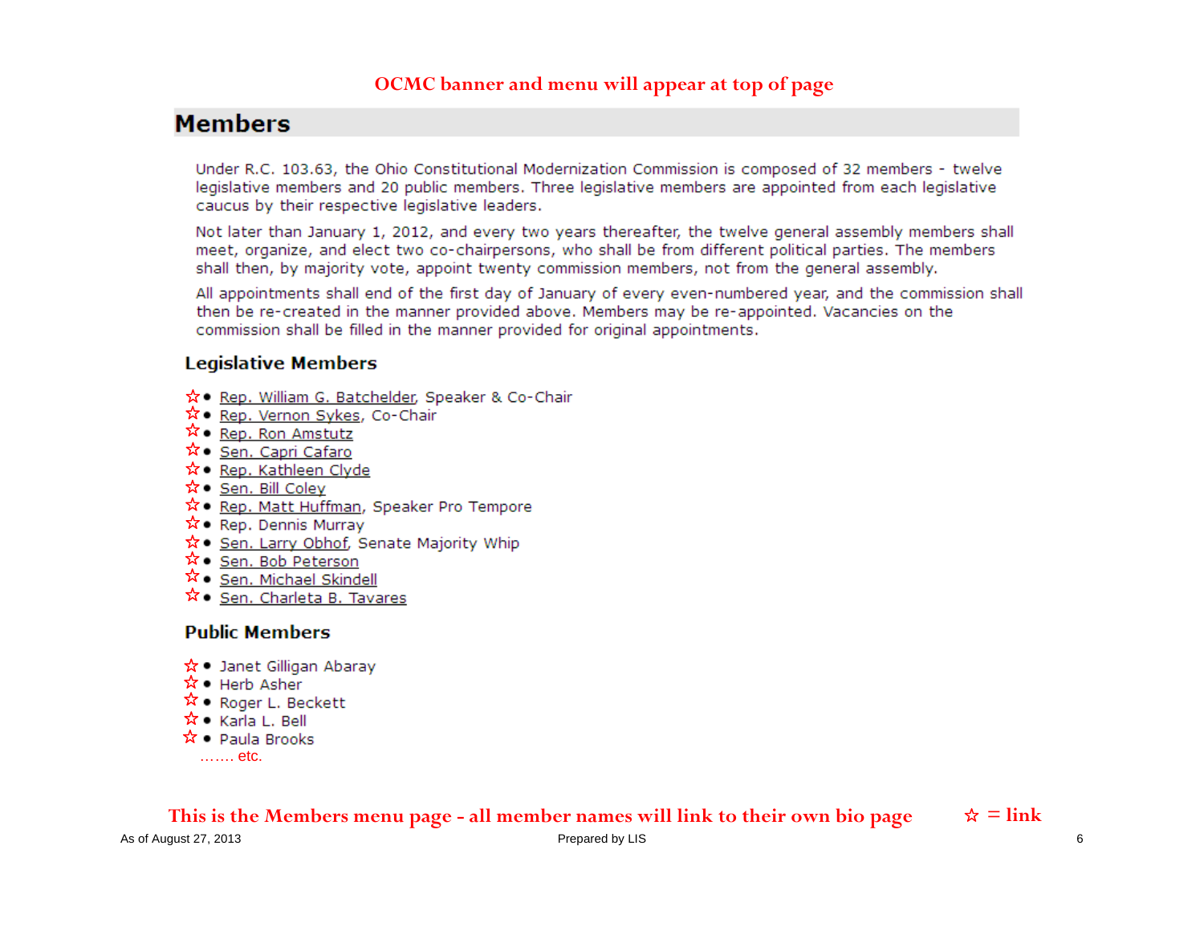OCMC banner and menu will appear at top of page

## Members

Under R.C. 103.63, the Ohio Constitutional Modernization Commission is composed of 32 members - twelve legislative members and 20 public members. Three legislative members are appointed from each legislative caucus by their respective legislative leaders.

Not later than January 1, 2012, and every two years thereafter, the twelve general assembly members shall meet, organize, and elect two co-chairpersons, who shall be from different political parties. The members shall then, by majority vote, appoint twenty commission members, not from the general assembly.

All appointments shall end of the first day of January of every even-numbered year, and the commission shall then be re-created in the manner provided above. Members may be re-appointed. Vacancies on the commission shall be filled in the manner provided for original appointments.

### Legislative Members

☆ • Rep. William G. Batchelder, Speaker & Co-Chair
☆ • Rep. Vernon Sykes, Co-Chair
☆ • Rep. Ron Amstutz
☆ • Sen. Capri Cafaro
☆ • Rep. Kathleen Clyde
☆ • Sen. Bill Coley
☆ • Rep. Matt Huffman, Speaker Pro Tempore
☆ • Rep. Dennis Murray
☆ • Sen. Larry Obhof, Senate Majority Whip
☆ • Sen. Bob Peterson
☆ • Sen. Michael Skindell
☆ • Sen. Charleta B. Tavares

### Public Members

☆ • Janet Gilligan Abaray
☆ • Herb Asher
☆ • Roger L. Beckett
☆ • Karla L. Bell
☆ • Paula Brooks

……. etc.

This is the Members menu page - all member names will link to their own bio page ☆ = link

As of August 27, 2013 Prepared by LIS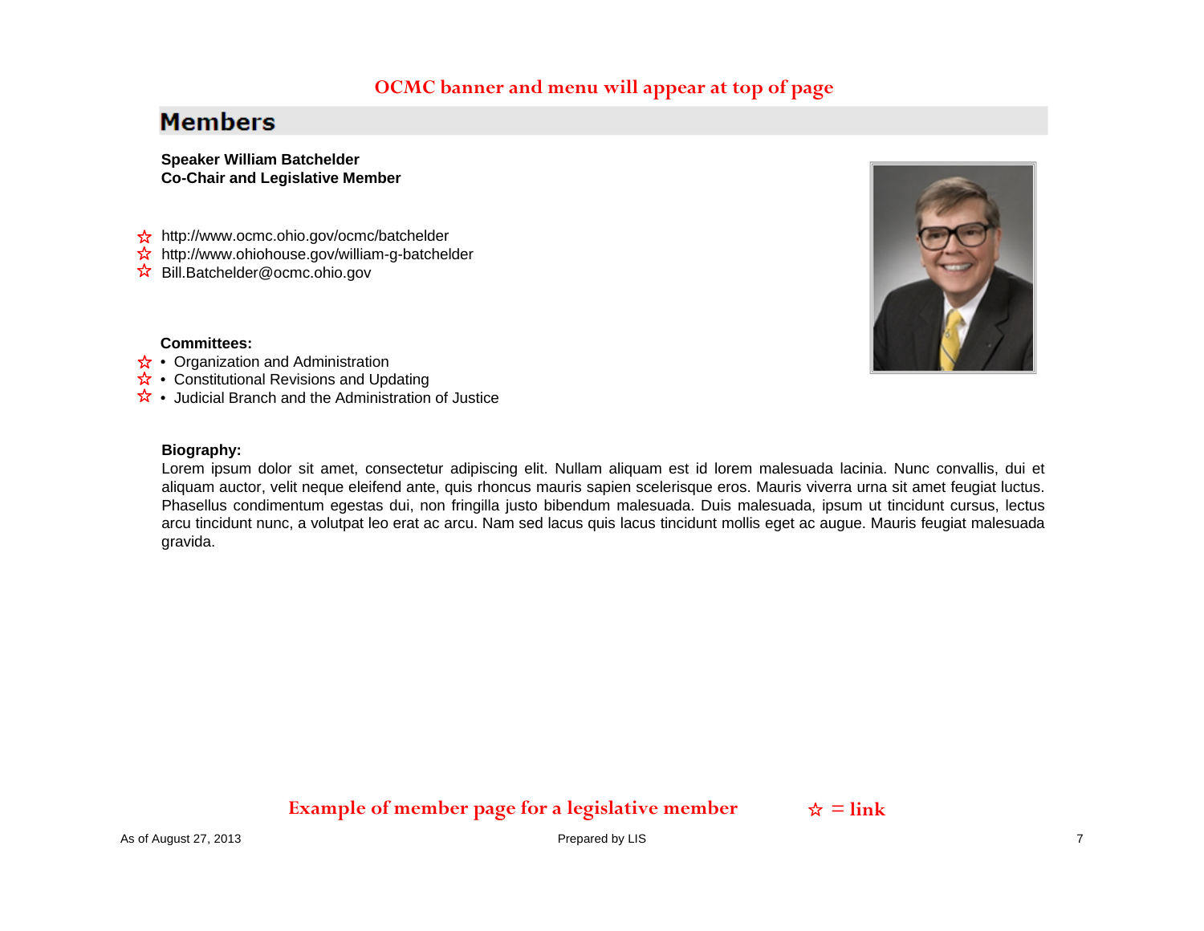OCMC banner and menu will appear at top of page

## Members

**Speaker William Batchelder**
**Co-Chair and Legislative Member**

☆ http://www.ocmc.ohio.gov/ocmc/batchelder
☆ http://www.ohiohouse.gov/william-g-batchelder
☆ Bill.Batchelder@ocmc.ohio.gov

**Committees:**

☆ • Organization and Administration
☆ • Constitutional Revisions and Updating
☆ • Judicial Branch and the Administration of Justice

**Biography:**
Lorem ipsum dolor sit amet, consectetur adipiscing elit. Nullam aliquam est id lorem malesuada lacinia. Nunc convallis, dui et aliquam auctor, velit neque eleifend ante, quis rhoncus mauris sapien scelerisque eros. Mauris viverra urna sit amet feugiat luctus. Phasellus condimentum egestas dui, non fringilla justo bibendum malesuada. Duis malesuada, ipsum ut tincidunt cursus, lectus arcu tincidunt nunc, a volutpat leo erat ac arcu. Nam sed lacus quis lacus tincidunt mollis eget ac augue. Mauris feugiat malesuada gravida.

Example of member page for a legislative member ☆ = link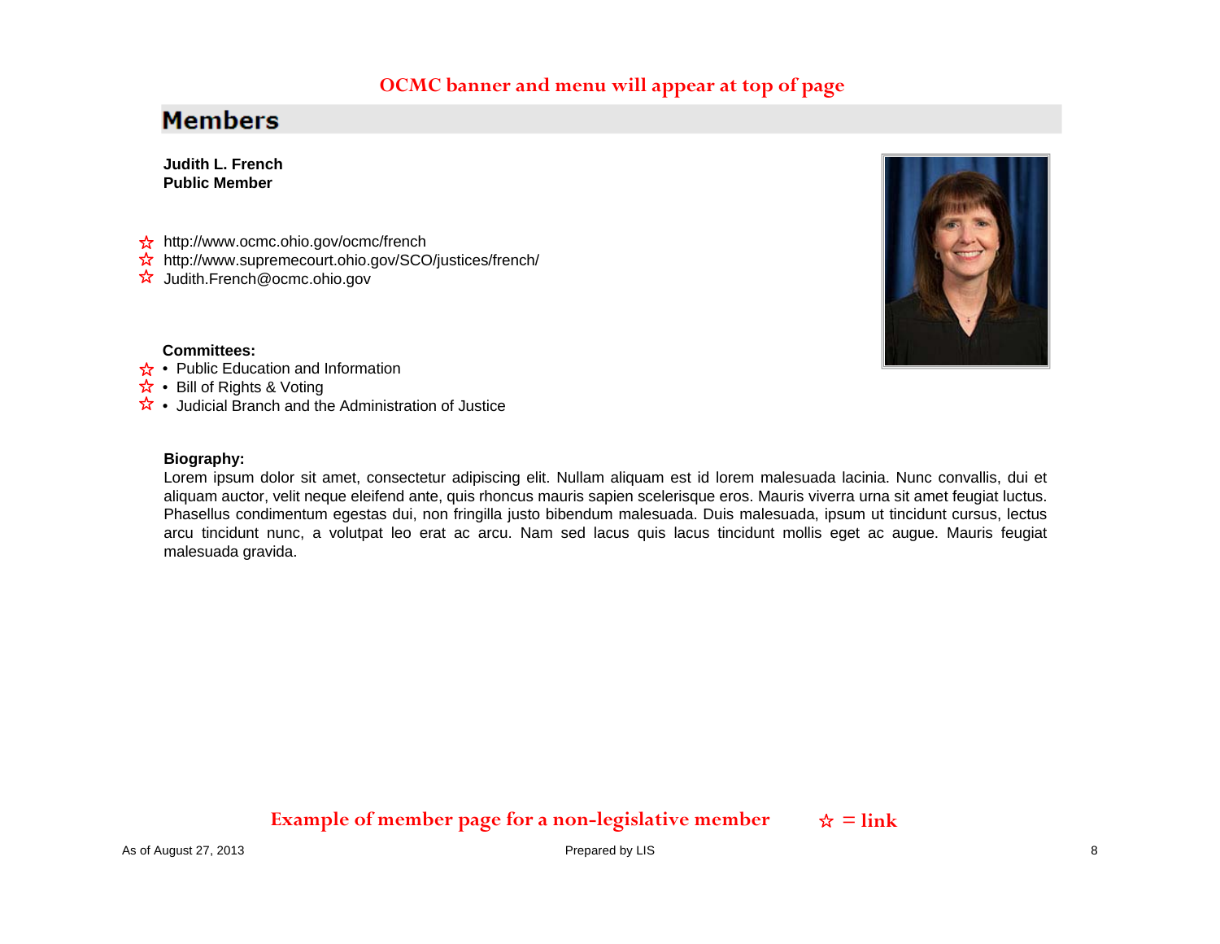OCMC banner and menu will appear at top of page

## Members

**Judith L. French**
**Public Member**

☆ http://www.ocmc.ohio.gov/ocmc/french
☆ http://www.supremecourt.ohio.gov/SCO/justices/french/
☆ Judith.French@ocmc.ohio.gov

**Committees:**

☆ • Public Education and Information
☆ • Bill of Rights & Voting
☆ • Judicial Branch and the Administration of Justice

**Biography:**
Lorem ipsum dolor sit amet, consectetur adipiscing elit. Nullam aliquam est id lorem malesuada lacinia. Nunc convallis, dui et aliquam auctor, velit neque eleifend ante, quis rhoncus mauris sapien scelerisque eros. Mauris viverra urna sit amet feugiat luctus. Phasellus condimentum egestas dui, non fringilla justo bibendum malesuada. Duis malesuada, ipsum ut tincidunt cursus, lectus arcu tincidunt nunc, a volutpat leo erat ac arcu. Nam sed lacus quis lacus tincidunt mollis eget ac augue. Mauris feugiat malesuada gravida.

Example of member page for a non-legislative member ☆ = link

As of August 27, 2013 Prepared by LIS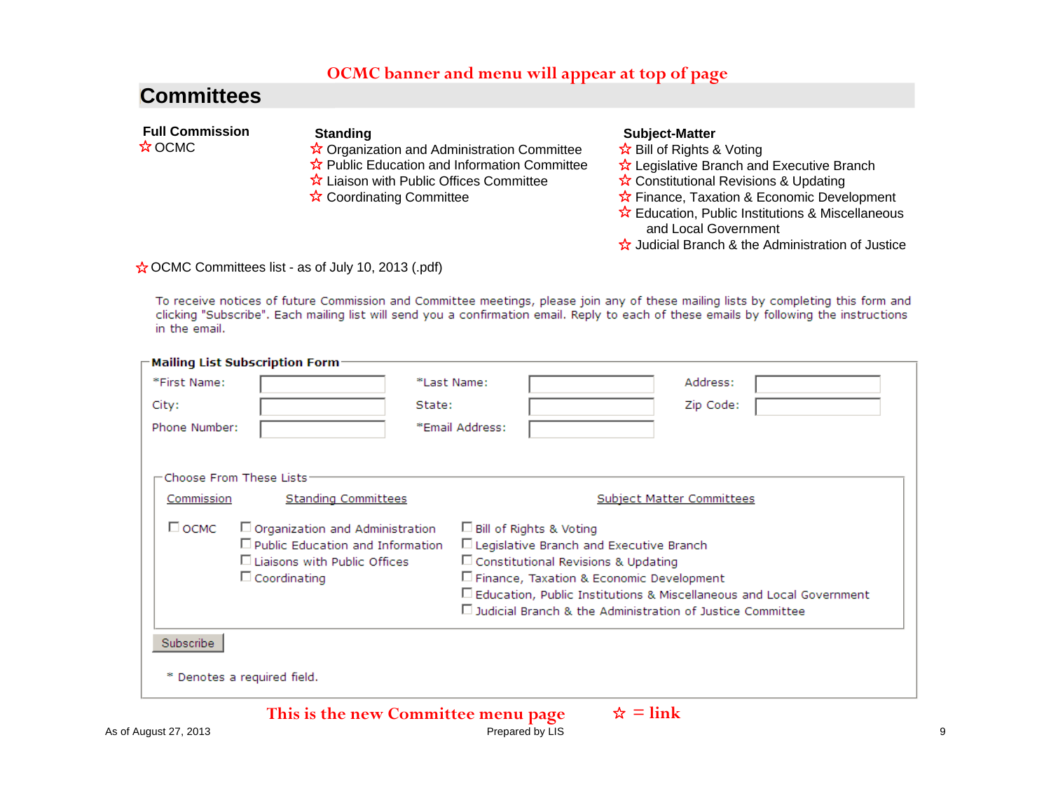OCMC banner and menu will appear at top of page

# Committees

**Full Commission**

☆ OCMC

**Standing**

☆ Organization and Administration Committee
☆ Public Education and Information Committee
☆ Liaison with Public Offices Committee
☆ Coordinating Committee

**Subject-Matter**

☆ Bill of Rights & Voting
☆ Legislative Branch and Executive Branch
☆ Constitutional Revisions & Updating
☆ Finance, Taxation & Economic Development
☆ Education, Public Institutions & Miscellaneous and Local Government
☆ Judicial Branch & the Administration of Justice

☆ OCMC Committees list - as of July 10, 2013 (.pdf)

To receive notices of future Commission and Committee meetings, please join any of these mailing lists by completing this form and clicking "Subscribe". Each mailing list will send you a confirmation email. Reply to each of these emails by following the instructions in the email.

**Mailing List Subscription Form**

| *First Name: | | *Last Name: | | Address: | |
|---|---|---|---|---|---|
| City: | | State: | | Zip Code: | |
| Phone Number: | | *Email Address: | | | |

Choose From These Lists

| Commission | Standing Committees | Subject Matter Committees |
|---|---|---|
| ☐ OCMC | ☐ Organization and Administration | ☐ Bill of Rights & Voting |
| | ☐ Public Education and Information | ☐ Legislative Branch and Executive Branch |
| | ☐ Liaisons with Public Offices | ☐ Constitutional Revisions & Updating |
| | ☐ Coordinating | ☐ Finance, Taxation & Economic Development |
| | | ☐ Education, Public Institutions & Miscellaneous and Local Government |
| | | ☐ Judicial Branch & the Administration of Justice Committee |

Subscribe

* Denotes a required field.

This is the new Committee menu page ☆ = link

As of August 27, 2013 Prepared by LIS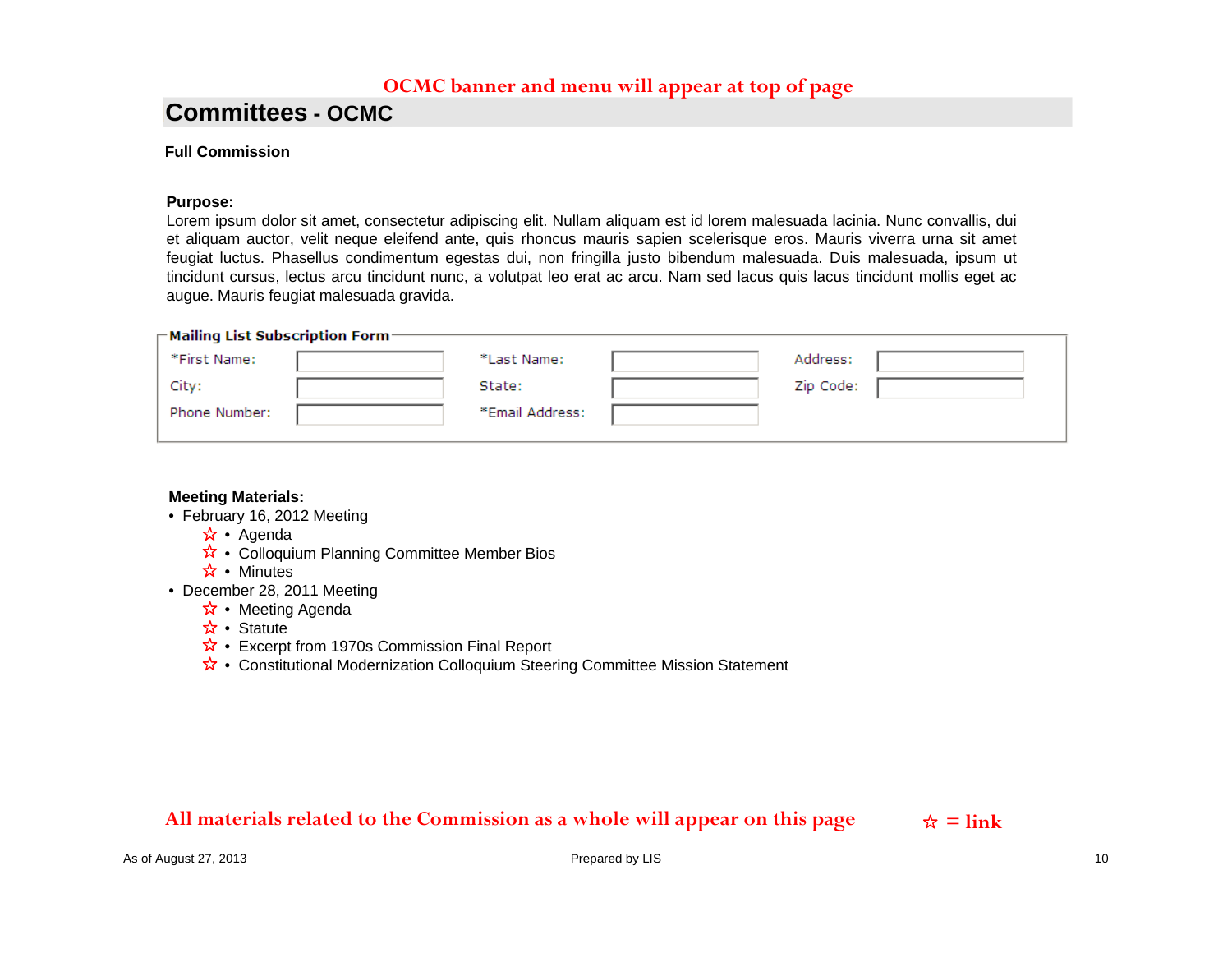OCMC banner and menu will appear at top of page

# Committees - OCMC

**Full Commission**

**Purpose:**
Lorem ipsum dolor sit amet, consectetur adipiscing elit. Nullam aliquam est id lorem malesuada lacinia. Nunc convallis, dui et aliquam auctor, velit neque eleifend ante, quis rhoncus mauris sapien scelerisque eros. Mauris viverra urna sit amet feugiat luctus. Phasellus condimentum egestas dui, non fringilla justo bibendum malesuada. Duis malesuada, ipsum ut tincidunt cursus, lectus arcu tincidunt nunc, a volutpat leo erat ac arcu. Nam sed lacus quis lacus tincidunt mollis eget ac augue. Mauris feugiat malesuada gravida.

**Mailing List Subscription Form**

| | | | | | |
|---|---|---|---|---|---|
| *First Name: | | *Last Name: | | Address: | |
| City: | | State: | | Zip Code: | |
| Phone Number: | | *Email Address: | | | |

**Meeting Materials:**

- February 16, 2012 Meeting
  - ☆ Agenda
  - ☆ Colloquium Planning Committee Member Bios
  - ☆ Minutes
- December 28, 2011 Meeting
  - ☆ Meeting Agenda
  - ☆ Statute
  - ☆ Excerpt from 1970s Commission Final Report
  - ☆ Constitutional Modernization Colloquium Steering Committee Mission Statement

All materials related to the Commission as a whole will appear on this page

☆ = link

As of August 27, 2013

Prepared by LIS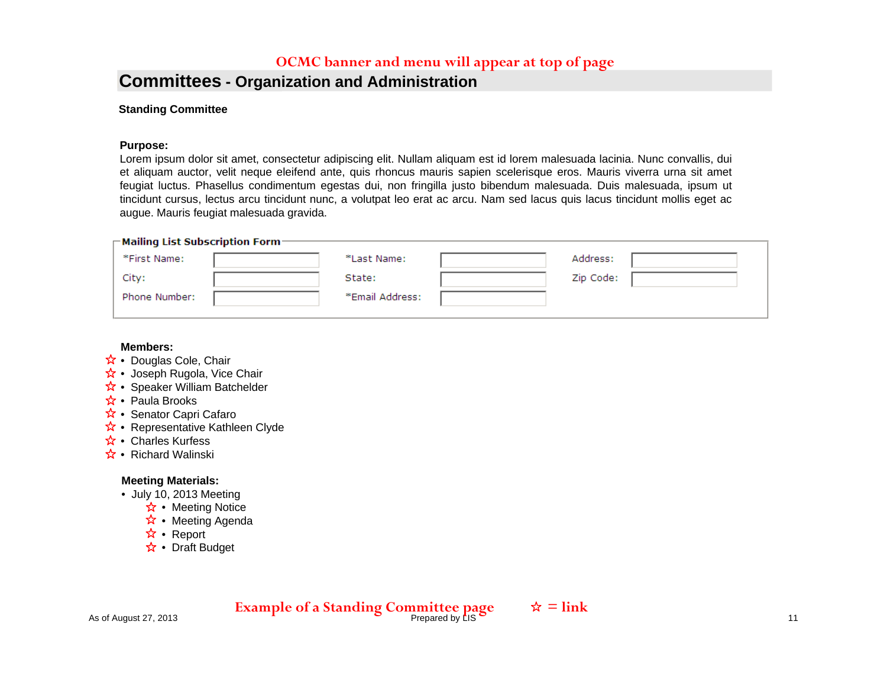OCMC banner and menu will appear at top of page

# Committees - Organization and Administration

**Standing Committee**

**Purpose:**
Lorem ipsum dolor sit amet, consectetur adipiscing elit. Nullam aliquam est id lorem malesuada lacinia. Nunc convallis, dui et aliquam auctor, velit neque eleifend ante, quis rhoncus mauris sapien scelerisque eros. Mauris viverra urna sit amet feugiat luctus. Phasellus condimentum egestas dui, non fringilla justo bibendum malesuada. Duis malesuada, ipsum ut tincidunt cursus, lectus arcu tincidunt nunc, a volutpat leo erat ac arcu. Nam sed lacus quis lacus tincidunt mollis eget ac augue. Mauris feugiat malesuada gravida.

**Mailing List Subscription Form**

| | | | | | |
|---|---|---|---|---|---|
| *First Name: | | *Last Name: | | Address: | |
| City: | | State: | | Zip Code: | |
| Phone Number: | | *Email Address: | | | |

**Members:**

- ☆ Douglas Cole, Chair
- ☆ Joseph Rugola, Vice Chair
- ☆ Speaker William Batchelder
- ☆ Paula Brooks
- ☆ Senator Capri Cafaro
- ☆ Representative Kathleen Clyde
- ☆ Charles Kurfess
- ☆ Richard Walinski

**Meeting Materials:**

- July 10, 2013 Meeting
  - ☆ Meeting Notice
  - ☆ Meeting Agenda
  - ☆ Report
  - ☆ Draft Budget

Example of a Standing Committee page ☆ = link

As of August 27, 2013 Prepared by LIS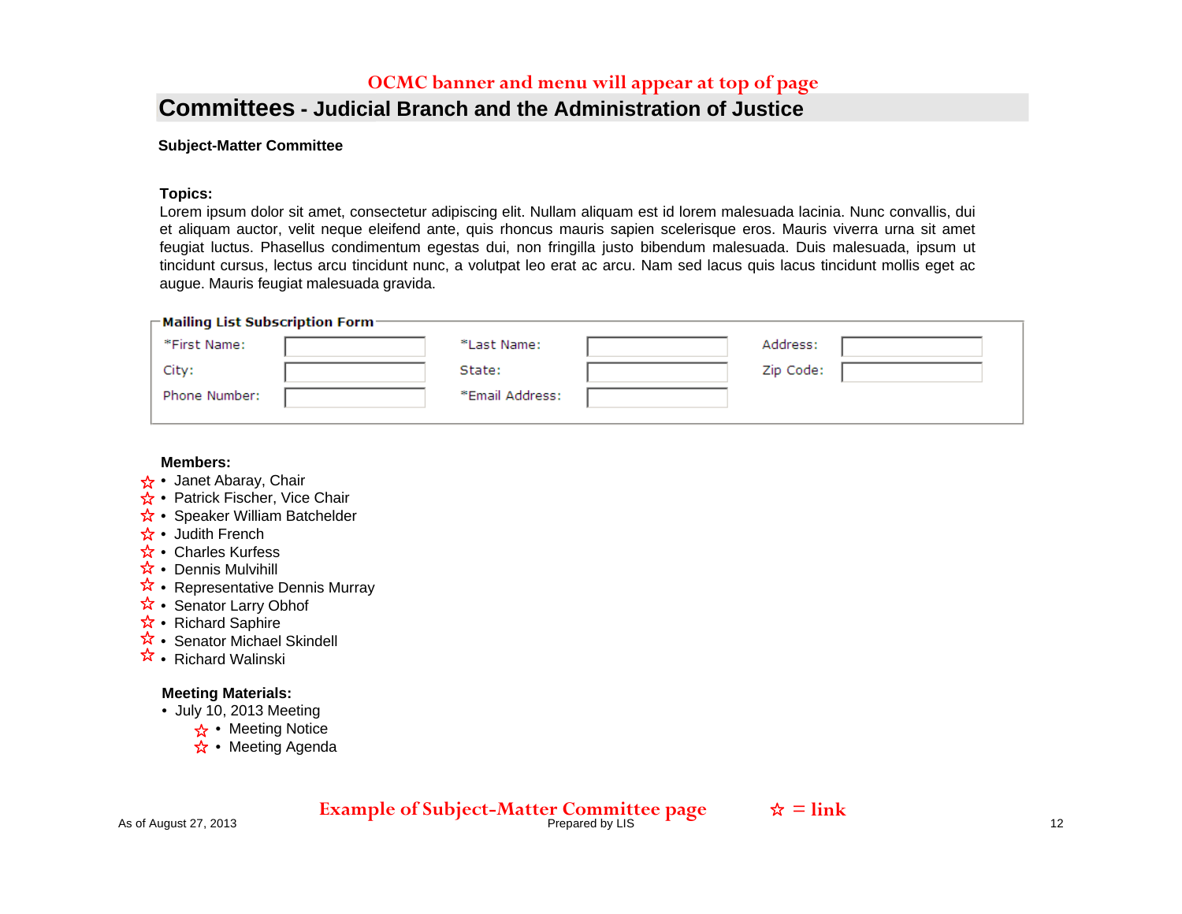OCMC banner and menu will appear at top of page

# Committees - Judicial Branch and the Administration of Justice

**Subject-Matter Committee**

**Topics:**

Lorem ipsum dolor sit amet, consectetur adipiscing elit. Nullam aliquam est id lorem malesuada lacinia. Nunc convallis, dui et aliquam auctor, velit neque eleifend ante, quis rhoncus mauris sapien scelerisque eros. Mauris viverra urna sit amet feugiat luctus. Phasellus condimentum egestas dui, non fringilla justo bibendum malesuada. Duis malesuada, ipsum ut tincidunt cursus, lectus arcu tincidunt nunc, a volutpat leo erat ac arcu. Nam sed lacus quis lacus tincidunt mollis eget ac augue. Mauris feugiat malesuada gravida.

**Mailing List Subscription Form**

| | | | | | |
|---|---|---|---|---|---|
| *First Name: | | *Last Name: | | Address: | |
| City: | | State: | | Zip Code: | |
| Phone Number: | | *Email Address: | | | |

**Members:**

- ☆ Janet Abaray, Chair
- ☆ Patrick Fischer, Vice Chair
- ☆ Speaker William Batchelder
- ☆ Judith French
- ☆ Charles Kurfess
- ☆ Dennis Mulvihill
- ☆ Representative Dennis Murray
- ☆ Senator Larry Obhof
- ☆ Richard Saphire
- ☆ Senator Michael Skindell
- ☆ Richard Walinski

**Meeting Materials:**

- July 10, 2013 Meeting
  - ☆ Meeting Notice
  - ☆ Meeting Agenda

Example of Subject-Matter Committee page

☆ = link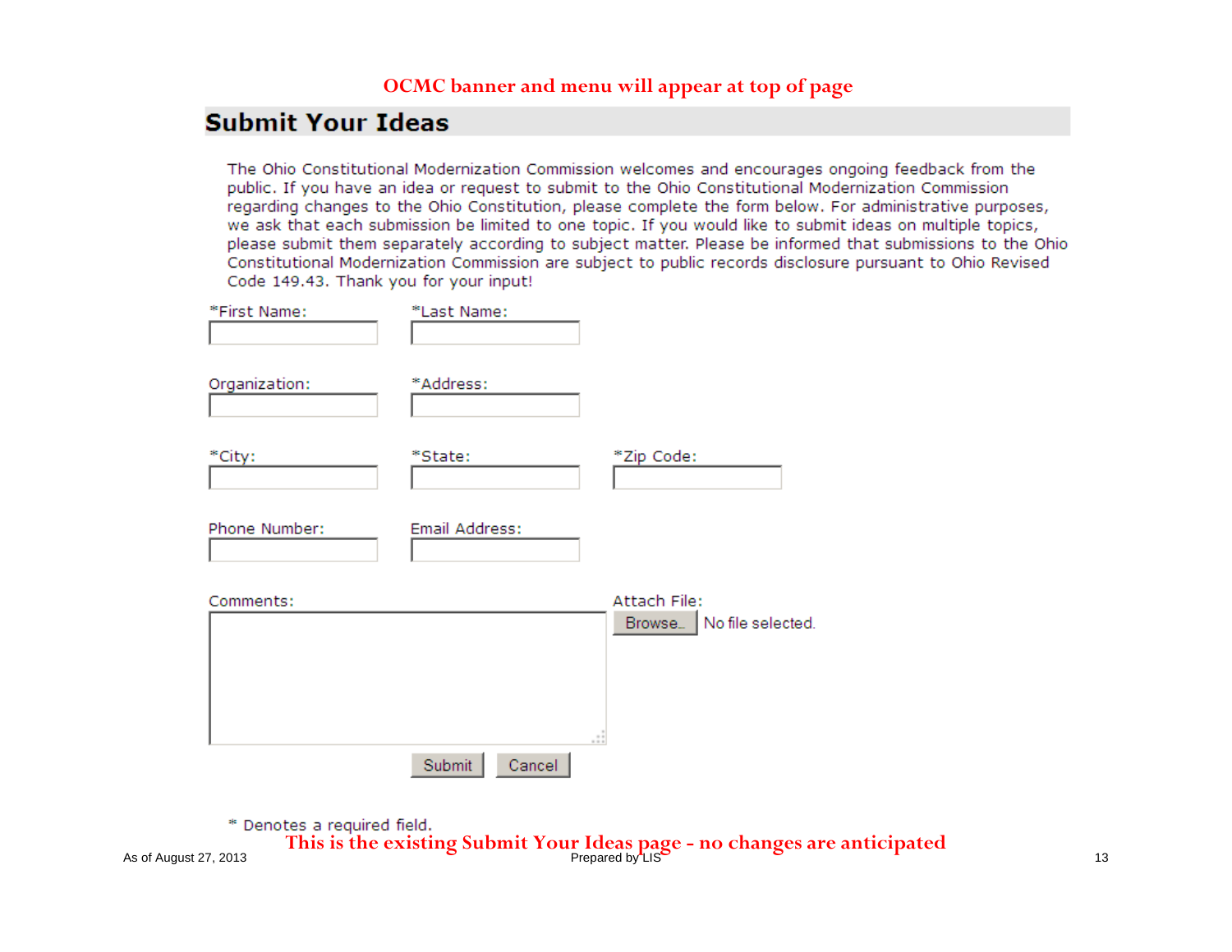OCMC banner and menu will appear at top of page

## Submit Your Ideas

The Ohio Constitutional Modernization Commission welcomes and encourages ongoing feedback from the public. If you have an idea or request to submit to the Ohio Constitutional Modernization Commission regarding changes to the Ohio Constitution, please complete the form below. For administrative purposes, we ask that each submission be limited to one topic. If you would like to submit ideas on multiple topics, please submit them separately according to subject matter. Please be informed that submissions to the Ohio Constitutional Modernization Commission are subject to public records disclosure pursuant to Ohio Revised Code 149.43. Thank you for your input!

*First Name:

*Last Name:

Organization:

*Address:

*City:

*State:

*Zip Code:

Phone Number:

Email Address:

Comments:

Attach File: Browse... No file selected.

Submit Cancel

* Denotes a required field.

This is the existing Submit Your Ideas page - no changes are anticipated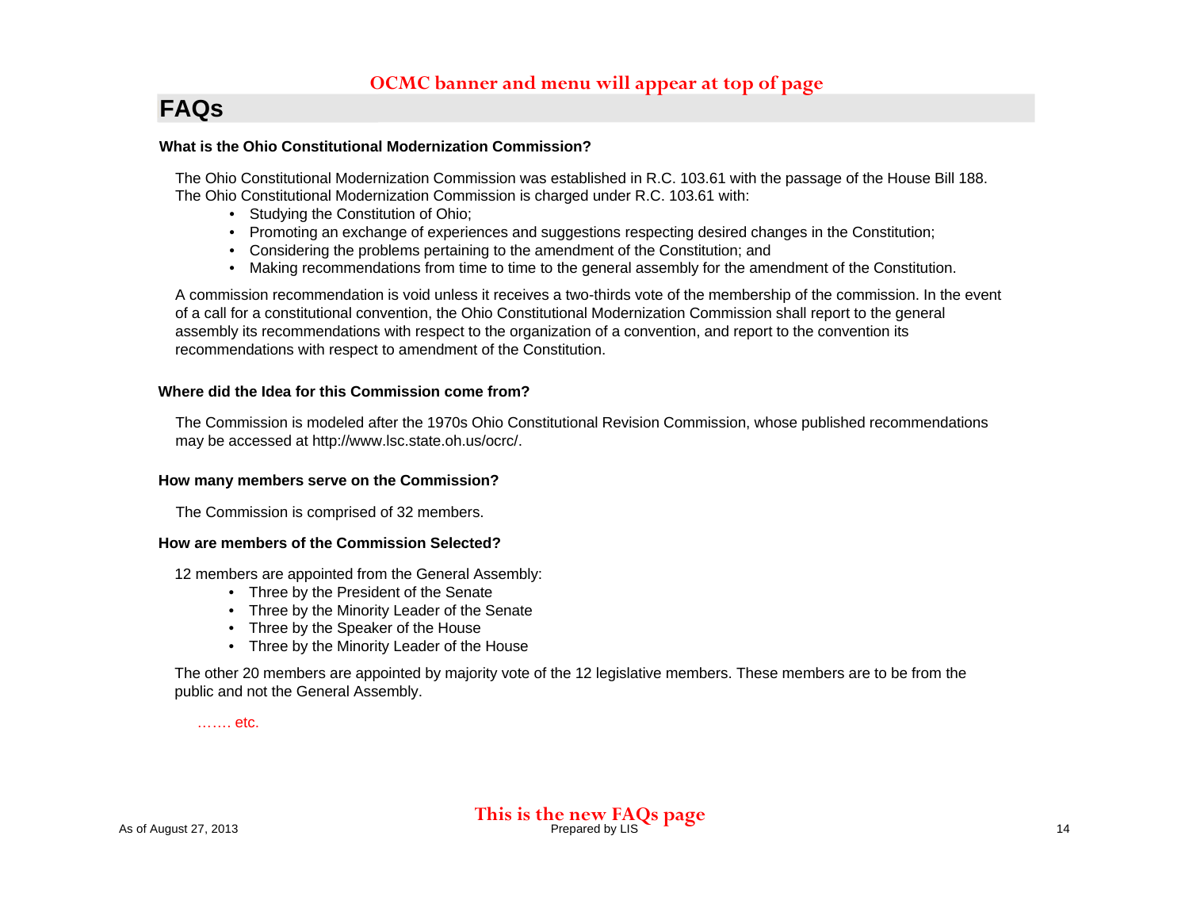OCMC banner and menu will appear at top of page

# FAQs

**What is the Ohio Constitutional Modernization Commission?**

The Ohio Constitutional Modernization Commission was established in R.C. 103.61 with the passage of the House Bill 188. The Ohio Constitutional Modernization Commission is charged under R.C. 103.61 with:

- Studying the Constitution of Ohio;
- Promoting an exchange of experiences and suggestions respecting desired changes in the Constitution;
- Considering the problems pertaining to the amendment of the Constitution; and
- Making recommendations from time to time to the general assembly for the amendment of the Constitution.

A commission recommendation is void unless it receives a two-thirds vote of the membership of the commission. In the event of a call for a constitutional convention, the Ohio Constitutional Modernization Commission shall report to the general assembly its recommendations with respect to the organization of a convention, and report to the convention its recommendations with respect to amendment of the Constitution.

**Where did the Idea for this Commission come from?**

The Commission is modeled after the 1970s Ohio Constitutional Revision Commission, whose published recommendations may be accessed at http://www.lsc.state.oh.us/ocrc/.

**How many members serve on the Commission?**

The Commission is comprised of 32 members.

**How are members of the Commission Selected?**

12 members are appointed from the General Assembly:

- Three by the President of the Senate
- Three by the Minority Leader of the Senate
- Three by the Speaker of the House
- Three by the Minority Leader of the House

The other 20 members are appointed by majority vote of the 12 legislative members. These members are to be from the public and not the General Assembly.

……. etc.

This is the new FAQs page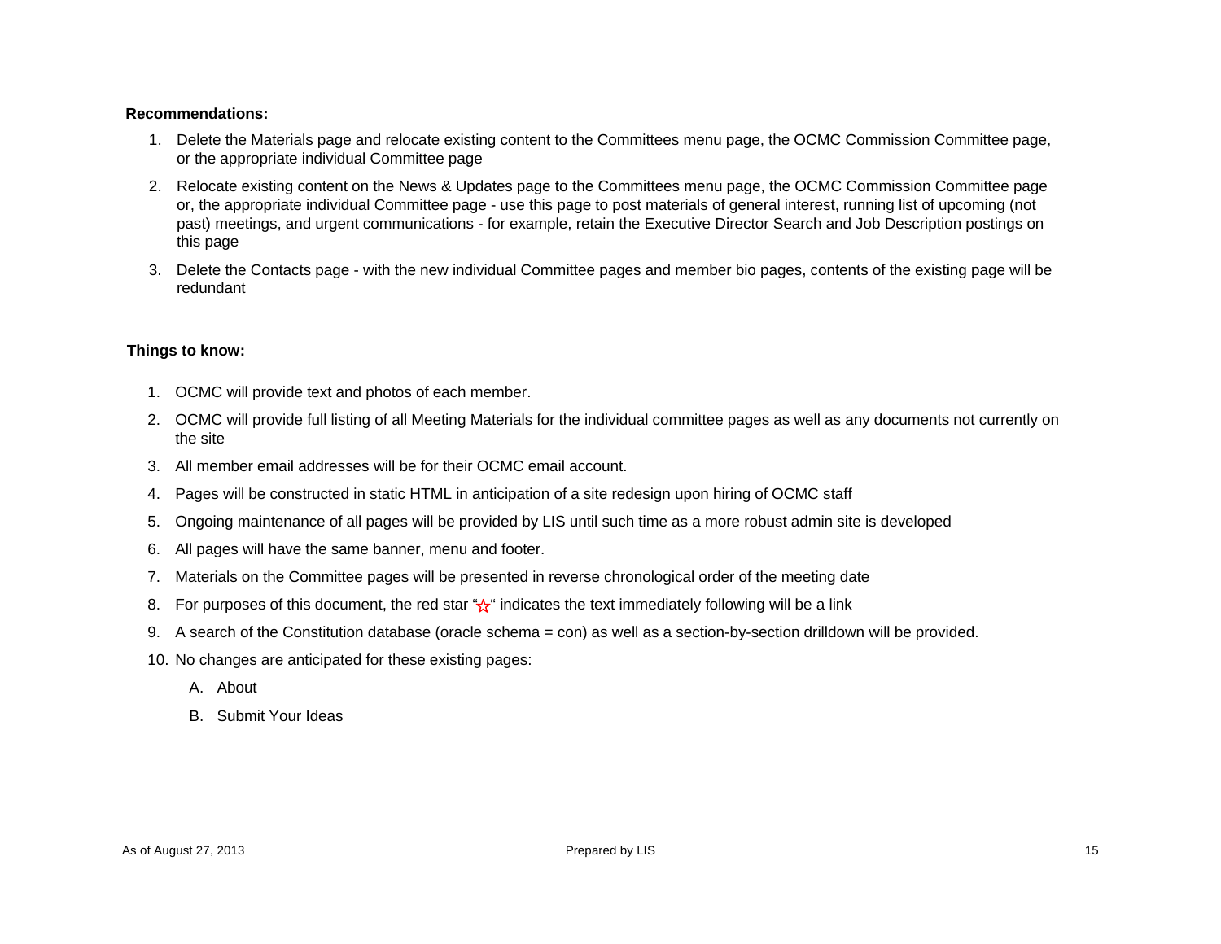**Recommendations:**

1. Delete the Materials page and relocate existing content to the Committees menu page, the OCMC Commission Committee page, or the appropriate individual Committee page
2. Relocate existing content on the News & Updates page to the Committees menu page, the OCMC Commission Committee page or, the appropriate individual Committee page - use this page to post materials of general interest, running list of upcoming (not past) meetings, and urgent communications - for example, retain the Executive Director Search and Job Description postings on this page
3. Delete the Contacts page - with the new individual Committee pages and member bio pages, contents of the existing page will be redundant

**Things to know:**

1. OCMC will provide text and photos of each member.
2. OCMC will provide full listing of all Meeting Materials for the individual committee pages as well as any documents not currently on the site
3. All member email addresses will be for their OCMC email account.
4. Pages will be constructed in static HTML in anticipation of a site redesign upon hiring of OCMC staff
5. Ongoing maintenance of all pages will be provided by LIS until such time as a more robust admin site is developed
6. All pages will have the same banner, menu and footer.
7. Materials on the Committee pages will be presented in reverse chronological order of the meeting date
8. For purposes of this document, the red star "☆" indicates the text immediately following will be a link
9. A search of the Constitution database (oracle schema = con) as well as a section-by-section drilldown will be provided.
10. No changes are anticipated for these existing pages:
    A. About
    B. Submit Your Ideas